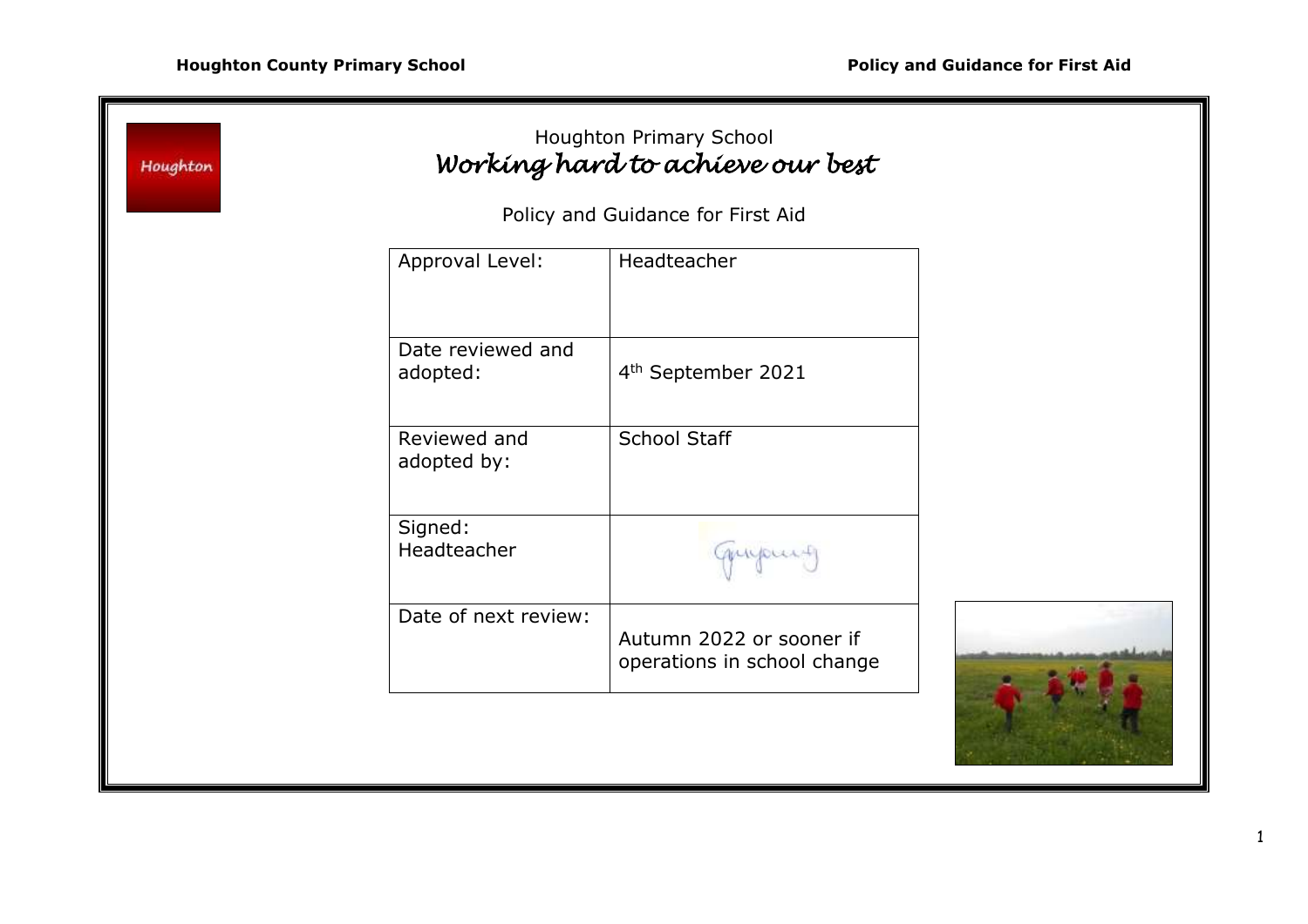Houghton Primary School

*Working hard to achieve our best*

Policy and Guidance for First Aid

| Approval Level: | Headteacher |
|---|---|
| Date reviewed and adopted: | 4th September 2021 |
| Reviewed and adopted by: | School Staff |
| Signed: Headteacher | |
| Date of next review: | Autumn 2022 or sooner if operations in school change |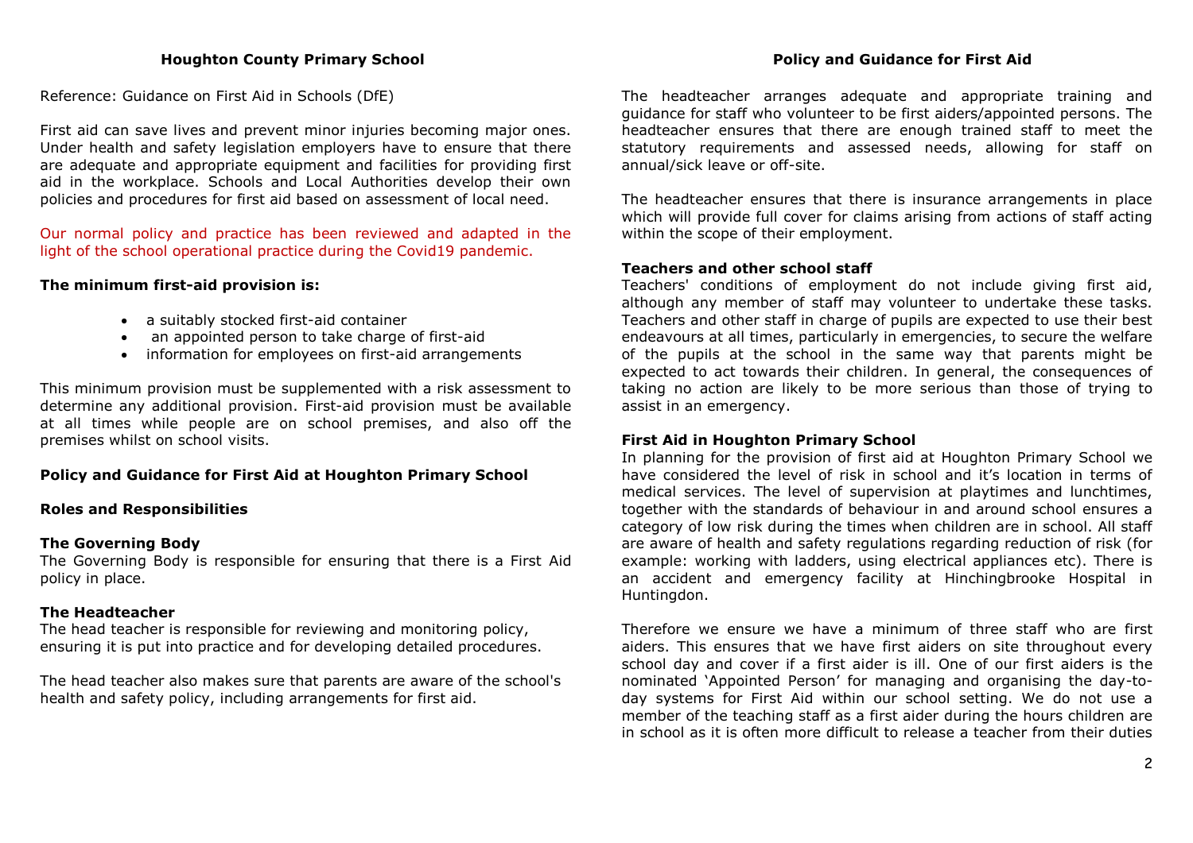Reference: Guidance on First Aid in Schools (DfE)

First aid can save lives and prevent minor injuries becoming major ones. Under health and safety legislation employers have to ensure that there are adequate and appropriate equipment and facilities for providing first aid in the workplace. Schools and Local Authorities develop their own policies and procedures for first aid based on assessment of local need.

Our normal policy and practice has been reviewed and adapted in the light of the school operational practice during the Covid19 pandemic.

**The minimum first-aid provision is:**

- a suitably stocked first-aid container
- an appointed person to take charge of first-aid
- information for employees on first-aid arrangements

This minimum provision must be supplemented with a risk assessment to determine any additional provision. First-aid provision must be available at all times while people are on school premises, and also off the premises whilst on school visits.

**Policy and Guidance for First Aid at Houghton Primary School**

**Roles and Responsibilities**

**The Governing Body**
The Governing Body is responsible for ensuring that there is a First Aid policy in place.

**The Headteacher**
The head teacher is responsible for reviewing and monitoring policy, ensuring it is put into practice and for developing detailed procedures.

The head teacher also makes sure that parents are aware of the school's health and safety policy, including arrangements for first aid.

The headteacher arranges adequate and appropriate training and guidance for staff who volunteer to be first aiders/appointed persons. The headteacher ensures that there are enough trained staff to meet the statutory requirements and assessed needs, allowing for staff on annual/sick leave or off-site.

The headteacher ensures that there is insurance arrangements in place which will provide full cover for claims arising from actions of staff acting within the scope of their employment.

**Teachers and other school staff**
Teachers' conditions of employment do not include giving first aid, although any member of staff may volunteer to undertake these tasks. Teachers and other staff in charge of pupils are expected to use their best endeavours at all times, particularly in emergencies, to secure the welfare of the pupils at the school in the same way that parents might be expected to act towards their children. In general, the consequences of taking no action are likely to be more serious than those of trying to assist in an emergency.

**First Aid in Houghton Primary School**
In planning for the provision of first aid at Houghton Primary School we have considered the level of risk in school and it's location in terms of medical services. The level of supervision at playtimes and lunchtimes, together with the standards of behaviour in and around school ensures a category of low risk during the times when children are in school. All staff are aware of health and safety regulations regarding reduction of risk (for example: working with ladders, using electrical appliances etc). There is an accident and emergency facility at Hinchingbrooke Hospital in Huntingdon.

Therefore we ensure we have a minimum of three staff who are first aiders. This ensures that we have first aiders on site throughout every school day and cover if a first aider is ill. One of our first aiders is the nominated 'Appointed Person' for managing and organising the day-to-day systems for First Aid within our school setting. We do not use a member of the teaching staff as a first aider during the hours children are in school as it is often more difficult to release a teacher from their duties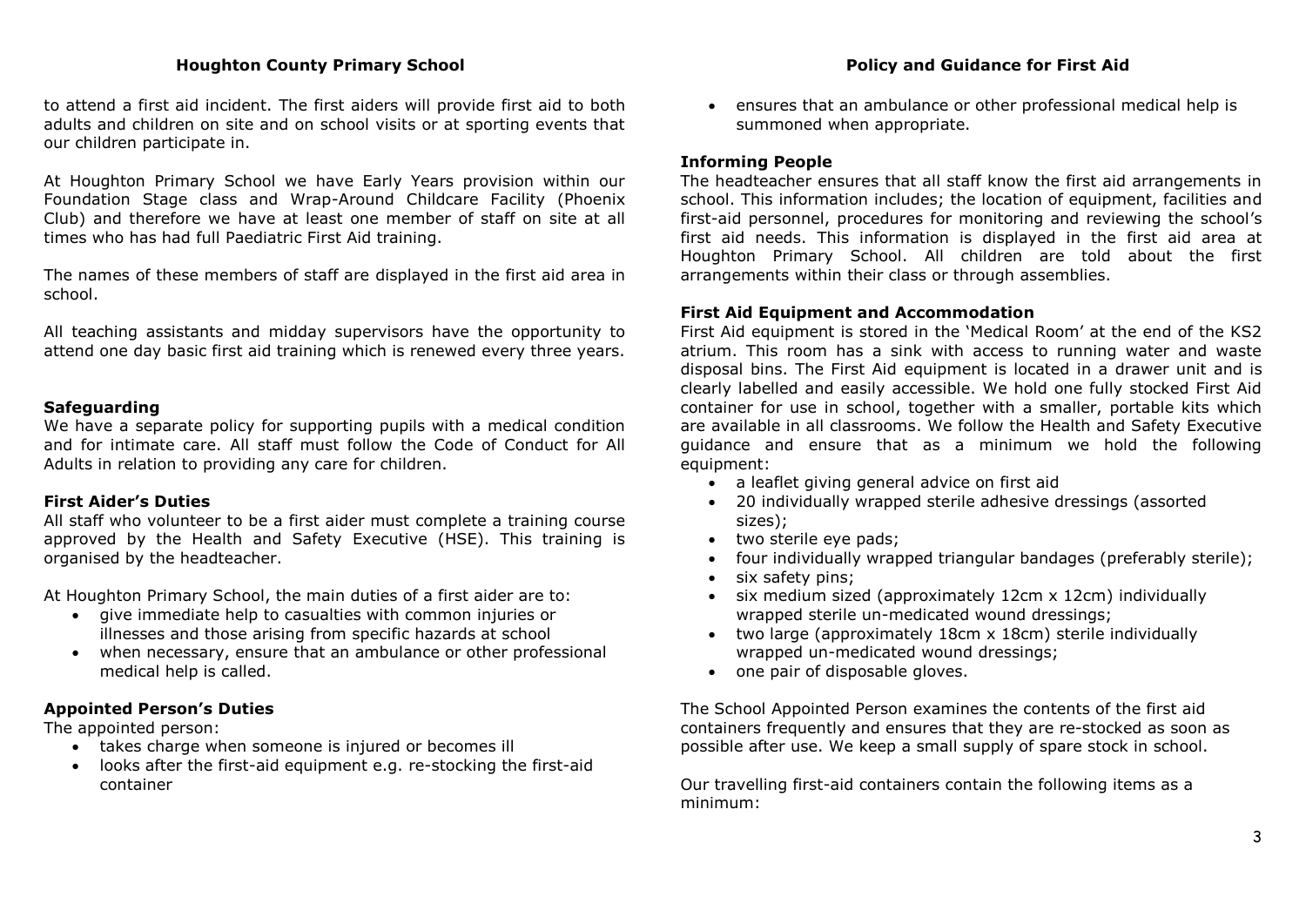to attend a first aid incident. The first aiders will provide first aid to both adults and children on site and on school visits or at sporting events that our children participate in.

At Houghton Primary School we have Early Years provision within our Foundation Stage class and Wrap-Around Childcare Facility (Phoenix Club) and therefore we have at least one member of staff on site at all times who has had full Paediatric First Aid training.

The names of these members of staff are displayed in the first aid area in school.

All teaching assistants and midday supervisors have the opportunity to attend one day basic first aid training which is renewed every three years.

### Safeguarding

We have a separate policy for supporting pupils with a medical condition and for intimate care. All staff must follow the Code of Conduct for All Adults in relation to providing any care for children.

### First Aider's Duties

All staff who volunteer to be a first aider must complete a training course approved by the Health and Safety Executive (HSE). This training is organised by the headteacher.

At Houghton Primary School, the main duties of a first aider are to:

- give immediate help to casualties with common injuries or illnesses and those arising from specific hazards at school
- when necessary, ensure that an ambulance or other professional medical help is called.

### Appointed Person's Duties

The appointed person:

- takes charge when someone is injured or becomes ill
- looks after the first-aid equipment e.g. re-stocking the first-aid container
- ensures that an ambulance or other professional medical help is summoned when appropriate.

### Informing People

The headteacher ensures that all staff know the first aid arrangements in school. This information includes; the location of equipment, facilities and first-aid personnel, procedures for monitoring and reviewing the school's first aid needs. This information is displayed in the first aid area at Houghton Primary School. All children are told about the first arrangements within their class or through assemblies.

### First Aid Equipment and Accommodation

First Aid equipment is stored in the 'Medical Room' at the end of the KS2 atrium. This room has a sink with access to running water and waste disposal bins. The First Aid equipment is located in a drawer unit and is clearly labelled and easily accessible. We hold one fully stocked First Aid container for use in school, together with a smaller, portable kits which are available in all classrooms. We follow the Health and Safety Executive guidance and ensure that as a minimum we hold the following equipment:

- a leaflet giving general advice on first aid
- 20 individually wrapped sterile adhesive dressings (assorted sizes);
- two sterile eye pads;
- four individually wrapped triangular bandages (preferably sterile);
- six safety pins;
- six medium sized (approximately 12cm x 12cm) individually wrapped sterile un-medicated wound dressings;
- two large (approximately 18cm x 18cm) sterile individually wrapped un-medicated wound dressings;
- one pair of disposable gloves.

The School Appointed Person examines the contents of the first aid containers frequently and ensures that they are re-stocked as soon as possible after use. We keep a small supply of spare stock in school.

Our travelling first-aid containers contain the following items as a minimum: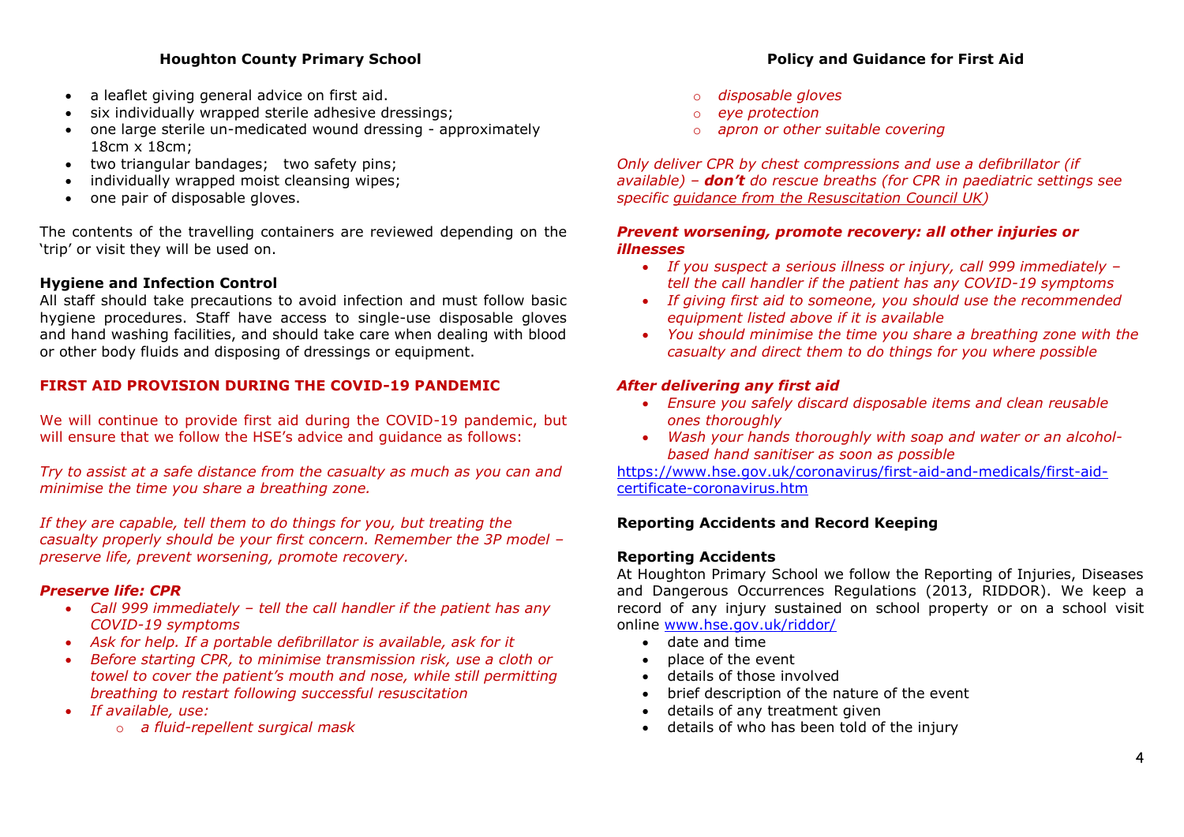- a leaflet giving general advice on first aid.
- six individually wrapped sterile adhesive dressings;
- one large sterile un-medicated wound dressing - approximately 18cm x 18cm;
- two triangular bandages;   two safety pins;
- individually wrapped moist cleansing wipes;
- one pair of disposable gloves.

The contents of the travelling containers are reviewed depending on the 'trip' or visit they will be used on.

**Hygiene and Infection Control**
All staff should take precautions to avoid infection and must follow basic hygiene procedures. Staff have access to single-use disposable gloves and hand washing facilities, and should take care when dealing with blood or other body fluids and disposing of dressings or equipment.

## FIRST AID PROVISION DURING THE COVID-19 PANDEMIC

We will continue to provide first aid during the COVID-19 pandemic, but will ensure that we follow the HSE's advice and guidance as follows:

*Try to assist at a safe distance from the casualty as much as you can and minimise the time you share a breathing zone.*

*If they are capable, tell them to do things for you, but treating the casualty properly should be your first concern. Remember the 3P model – preserve life, prevent worsening, promote recovery.*

***Preserve life: CPR***

- *Call 999 immediately – tell the call handler if the patient has any COVID-19 symptoms*
- *Ask for help. If a portable defibrillator is available, ask for it*
- *Before starting CPR, to minimise transmission risk, use a cloth or towel to cover the patient's mouth and nose, while still permitting breathing to restart following successful resuscitation*
- *If available, use:*
  - *a fluid-repellent surgical mask*
  - *disposable gloves*
  - *eye protection*
  - *apron or other suitable covering*

*Only deliver CPR by chest compressions and use a defibrillator (if available) – **don't** do rescue breaths (for CPR in paediatric settings see specific guidance from the Resuscitation Council UK)*

***Prevent worsening, promote recovery: all other injuries or illnesses***

- *If you suspect a serious illness or injury, call 999 immediately – tell the call handler if the patient has any COVID-19 symptoms*
- *If giving first aid to someone, you should use the recommended equipment listed above if it is available*
- *You should minimise the time you share a breathing zone with the casualty and direct them to do things for you where possible*

***After delivering any first aid***

- *Ensure you safely discard disposable items and clean reusable ones thoroughly*
- *Wash your hands thoroughly with soap and water or an alcohol-based hand sanitiser as soon as possible*

https://www.hse.gov.uk/coronavirus/first-aid-and-medicals/first-aid-certificate-coronavirus.htm

### Reporting Accidents and Record Keeping

**Reporting Accidents**
At Houghton Primary School we follow the Reporting of Injuries, Diseases and Dangerous Occurrences Regulations (2013, RIDDOR). We keep a record of any injury sustained on school property or on a school visit online www.hse.gov.uk/riddor/

- date and time
- place of the event
- details of those involved
- brief description of the nature of the event
- details of any treatment given
- details of who has been told of the injury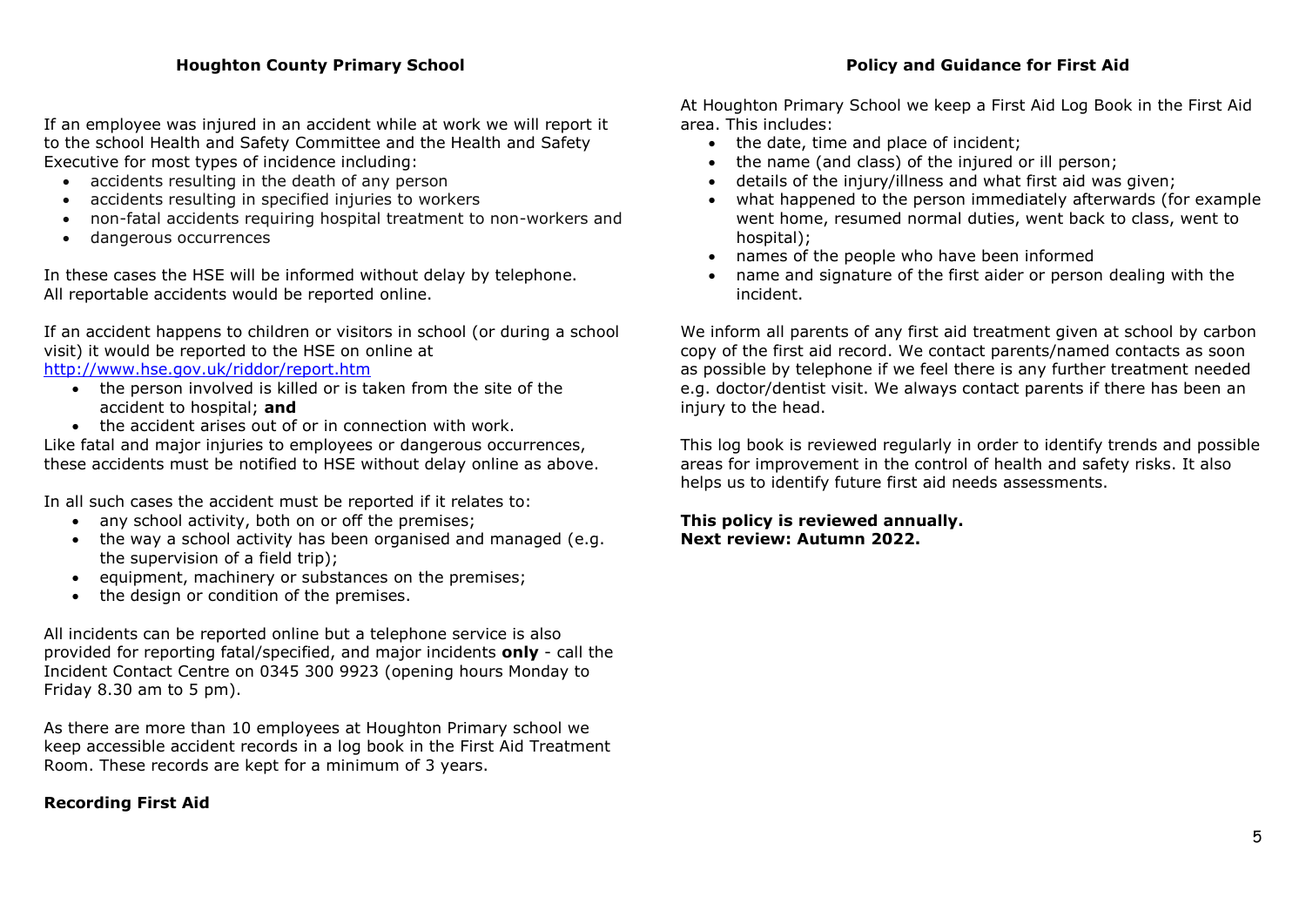If an employee was injured in an accident while at work we will report it to the school Health and Safety Committee and the Health and Safety Executive for most types of incidence including:

- accidents resulting in the death of any person
- accidents resulting in specified injuries to workers
- non-fatal accidents requiring hospital treatment to non-workers and
- dangerous occurrences

In these cases the HSE will be informed without delay by telephone. All reportable accidents would be reported online.

If an accident happens to children or visitors in school (or during a school visit) it would be reported to the HSE on online at http://www.hse.gov.uk/riddor/report.htm

- the person involved is killed or is taken from the site of the accident to hospital; **and**
- the accident arises out of or in connection with work.

Like fatal and major injuries to employees or dangerous occurrences, these accidents must be notified to HSE without delay online as above.

In all such cases the accident must be reported if it relates to:

- any school activity, both on or off the premises;
- the way a school activity has been organised and managed (e.g. the supervision of a field trip);
- equipment, machinery or substances on the premises;
- the design or condition of the premises.

All incidents can be reported online but a telephone service is also provided for reporting fatal/specified, and major incidents **only** - call the Incident Contact Centre on 0345 300 9923 (opening hours Monday to Friday 8.30 am to 5 pm).

As there are more than 10 employees at Houghton Primary school we keep accessible accident records in a log book in the First Aid Treatment Room. These records are kept for a minimum of 3 years.

**Recording First Aid**

At Houghton Primary School we keep a First Aid Log Book in the First Aid area. This includes:

- the date, time and place of incident;
- the name (and class) of the injured or ill person;
- details of the injury/illness and what first aid was given;
- what happened to the person immediately afterwards (for example went home, resumed normal duties, went back to class, went to hospital);
- names of the people who have been informed
- name and signature of the first aider or person dealing with the incident.

We inform all parents of any first aid treatment given at school by carbon copy of the first aid record. We contact parents/named contacts as soon as possible by telephone if we feel there is any further treatment needed e.g. doctor/dentist visit. We always contact parents if there has been an injury to the head.

This log book is reviewed regularly in order to identify trends and possible areas for improvement in the control of health and safety risks. It also helps us to identify future first aid needs assessments.

**This policy is reviewed annually.**
**Next review: Autumn 2022.**